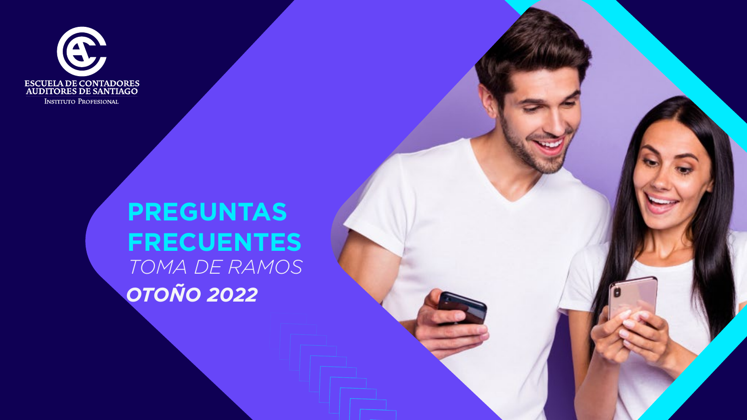ESCUELA DE CONTADORES AUDITORES DE SANTIAGO

INSTITUTO PROFESIONAL

# PREGUNTAS FRECUENTES

*TOMA DE RAMOS*

***OTOÑO 2022***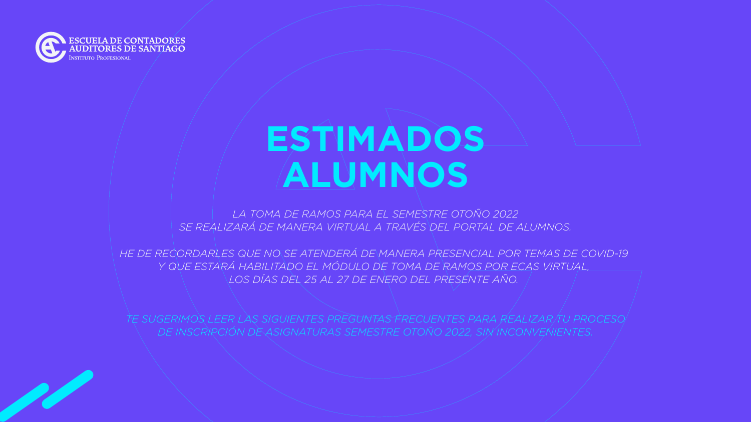ESCUELA DE CONTADORES AUDITORES DE SANTIAGO
Instituto Profesional

# ESTIMADOS ALUMNOS

*LA TOMA DE RAMOS PARA EL SEMESTRE OTOÑO 2022 SE REALIZARÁ DE MANERA VIRTUAL A TRAVÉS DEL PORTAL DE ALUMNOS.*

*HE DE RECORDARLES QUE NO SE ATENDERÁ DE MANERA PRESENCIAL POR TEMAS DE COVID-19 Y QUE ESTARÁ HABILITADO EL MÓDULO DE TOMA DE RAMOS POR ECAS VIRTUAL, LOS DÍAS DEL 25 AL 27 DE ENERO DEL PRESENTE AÑO.*

*TE SUGERIMOS LEER LAS SIGUIENTES PREGUNTAS FRECUENTES PARA REALIZAR TU PROCESO DE INSCRIPCIÓN DE ASIGNATURAS SEMESTRE OTOÑO 2022, SIN INCONVENIENTES.*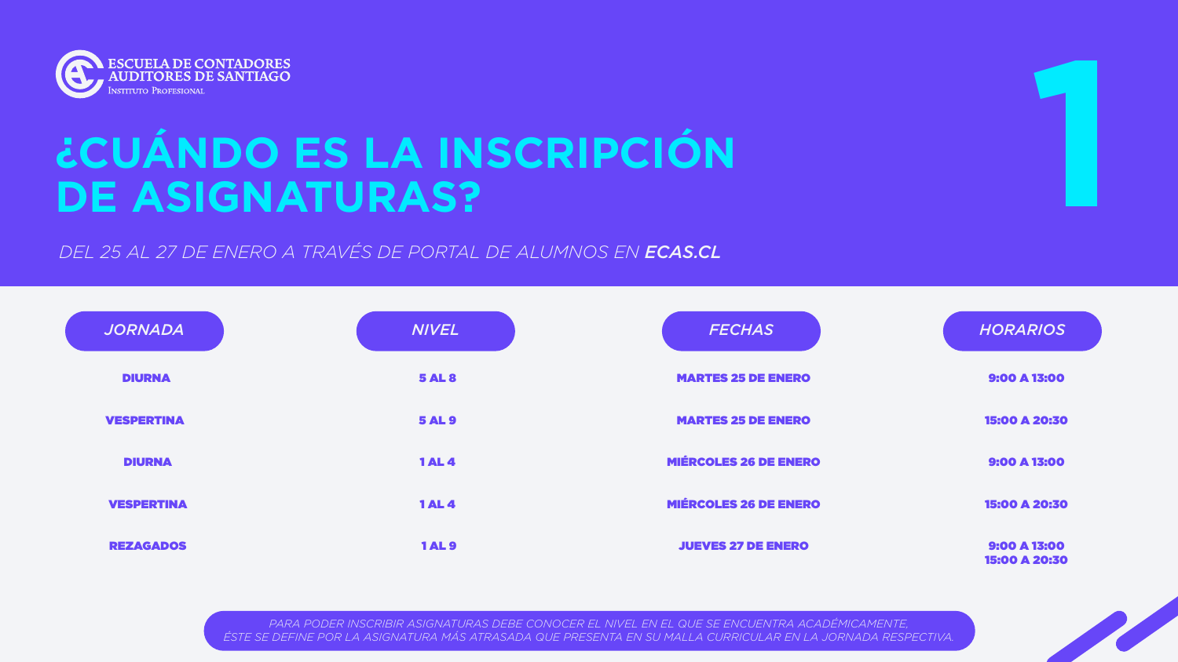ESCUELA DE CONTADORES AUDITORES DE SANTIAGO
Instituto Profesional

# ¿CUÁNDO ES LA INSCRIPCIÓN DE ASIGNATURAS?

1

*DEL 25 AL 27 DE ENERO A TRAVÉS DE PORTAL DE ALUMNOS EN **ECAS.CL***

| JORNADA | NIVEL | FECHAS | HORARIOS |
| --- | --- | --- | --- |
| DIURNA | 5 AL 8 | MARTES 25 DE ENERO | 9:00 A 13:00 |
| VESPERTINA | 5 AL 9 | MARTES 25 DE ENERO | 15:00 A 20:30 |
| DIURNA | 1 AL 4 | MIÉRCOLES 26 DE ENERO | 9:00 A 13:00 |
| VESPERTINA | 1 AL 4 | MIÉRCOLES 26 DE ENERO | 15:00 A 20:30 |
| REZAGADOS | 1 AL 9 | JUEVES 27 DE ENERO | 9:00 A 13:00<br>15:00 A 20:30 |

*PARA PODER INSCRIBIR ASIGNATURAS DEBE CONOCER EL NIVEL EN EL QUE SE ENCUENTRA ACADÉMICAMENTE, ÉSTE SE DEFINE POR LA ASIGNATURA MÁS ATRASADA QUE PRESENTA EN SU MALLA CURRICULAR EN LA JORNADA RESPECTIVA.*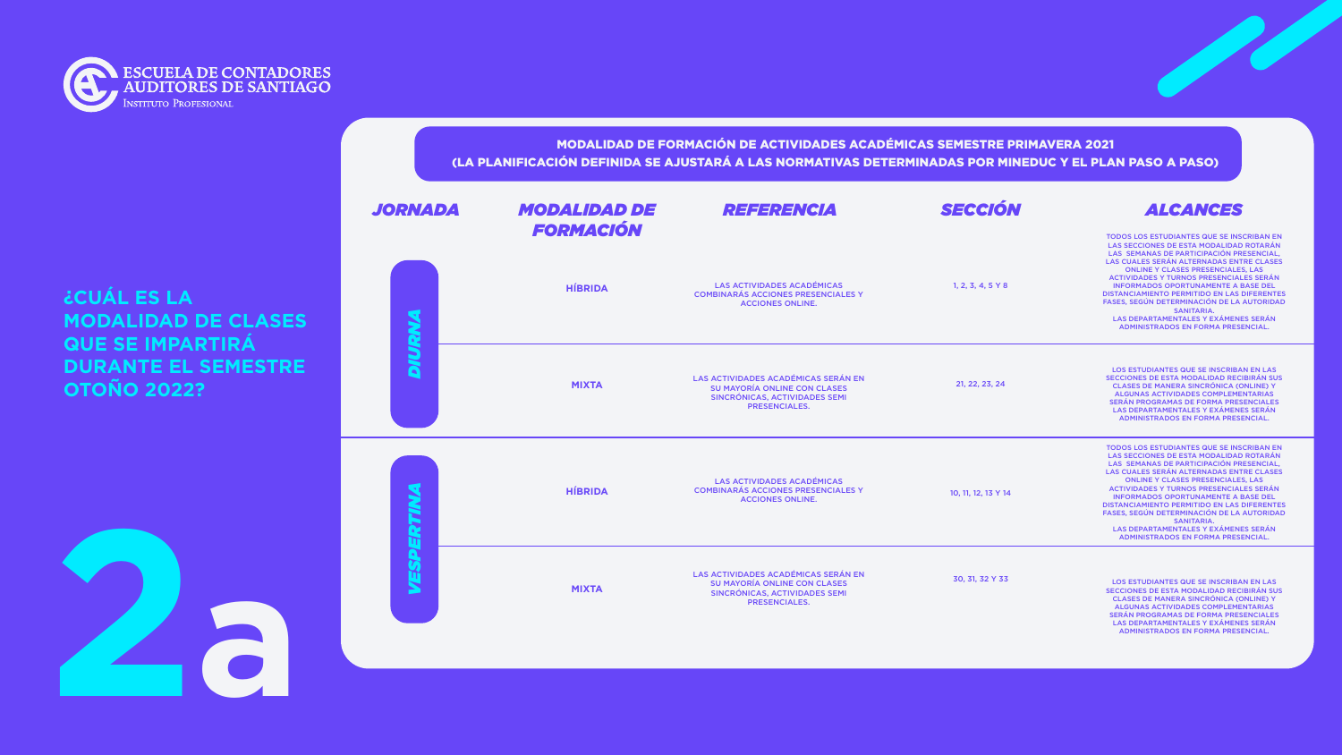ESCUELA DE CONTADORES AUDITORES DE SANTIAGO
INSTITUTO PROFESIONAL

## ¿CUÁL ES LA MODALIDAD DE CLASES QUE SE IMPARTIRÁ DURANTE EL SEMESTRE OTOÑO 2022?

# 2a

**MODALIDAD DE FORMACIÓN DE ACTIVIDADES ACADÉMICAS SEMESTRE PRIMAVERA 2021**
**(LA PLANIFICACIÓN DEFINIDA SE AJUSTARÁ A LAS NORMATIVAS DETERMINADAS POR MINEDUC Y EL PLAN PASO A PASO)**

| JORNADA | MODALIDAD DE FORMACIÓN | REFERENCIA | SECCIÓN | ALCANCES |
|---|---|---|---|---|
| DIURNA | HÍBRIDA | LAS ACTIVIDADES ACADÉMICAS COMBINARÁS ACCIONES PRESENCIALES Y ACCIONES ONLINE. | 1, 2, 3, 4, 5 Y 8 | TODOS LOS ESTUDIANTES QUE SE INSCRIBAN EN LAS SECCIONES DE ESTA MODALIDAD ROTARÁN LAS SEMANAS DE PARTICIPACIÓN PRESENCIAL, LAS CUALES SERÁN ALTERNADAS ENTRE CLASES ONLINE Y CLASES PRESENCIALES, LAS ACTIVIDADES Y TURNOS PRESENCIALES SERÁN INFORMADOS OPORTUNAMENTE A BASE DEL DISTANCIAMIENTO PERMITIDO EN LAS DIFERENTES FASES, SEGÚN DETERMINACIÓN DE LA AUTORIDAD SANITARIA. LAS DEPARTAMENTALES Y EXÁMENES SERÁN ADMINISTRADOS EN FORMA PRESENCIAL. |
| DIURNA | MIXTA | LAS ACTIVIDADES ACADÉMICAS SERÁN EN SU MAYORÍA ONLINE CON CLASES SINCRÓNICAS, ACTIVIDADES SEMI PRESENCIALES. | 21, 22, 23, 24 | LOS ESTUDIANTES QUE SE INSCRIBAN EN LAS SECCIONES DE ESTA MODALIDAD RECIBIRÁN SUS CLASES DE MANERA SINCRÓNICA (ONLINE) Y ALGUNAS ACTIVIDADES COMPLEMENTARIAS SERÁN PROGRAMAS DE FORMA PRESENCIALES LAS DEPARTAMENTALES Y EXÁMENES SERÁN ADMINISTRADOS EN FORMA PRESENCIAL. |
| VESPERTINA | HÍBRIDA | LAS ACTIVIDADES ACADÉMICAS COMBINARÁS ACCIONES PRESENCIALES Y ACCIONES ONLINE. | 10, 11, 12, 13 Y 14 | TODOS LOS ESTUDIANTES QUE SE INSCRIBAN EN LAS SECCIONES DE ESTA MODALIDAD ROTARÁN LAS SEMANAS DE PARTICIPACIÓN PRESENCIAL, LAS CUALES SERÁN ALTERNADAS ENTRE CLASES ONLINE Y CLASES PRESENCIALES, LAS ACTIVIDADES Y TURNOS PRESENCIALES SERÁN INFORMADOS OPORTUNAMENTE A BASE DEL DISTANCIAMIENTO PERMITIDO EN LAS DIFERENTES FASES, SEGÚN DETERMINACIÓN DE LA AUTORIDAD SANITARIA. LAS DEPARTAMENTALES Y EXÁMENES SERÁN ADMINISTRADOS EN FORMA PRESENCIAL. |
| VESPERTINA | MIXTA | LAS ACTIVIDADES ACADÉMICAS SERÁN EN SU MAYORÍA ONLINE CON CLASES SINCRÓNICAS, ACTIVIDADES SEMI PRESENCIALES. | 30, 31, 32 Y 33 | LOS ESTUDIANTES QUE SE INSCRIBAN EN LAS SECCIONES DE ESTA MODALIDAD RECIBIRÁN SUS CLASES DE MANERA SINCRÓNICA (ONLINE) Y ALGUNAS ACTIVIDADES COMPLEMENTARIAS SERÁN PROGRAMAS DE FORMA PRESENCIALES LAS DEPARTAMENTALES Y EXÁMENES SERÁN ADMINISTRADOS EN FORMA PRESENCIAL. |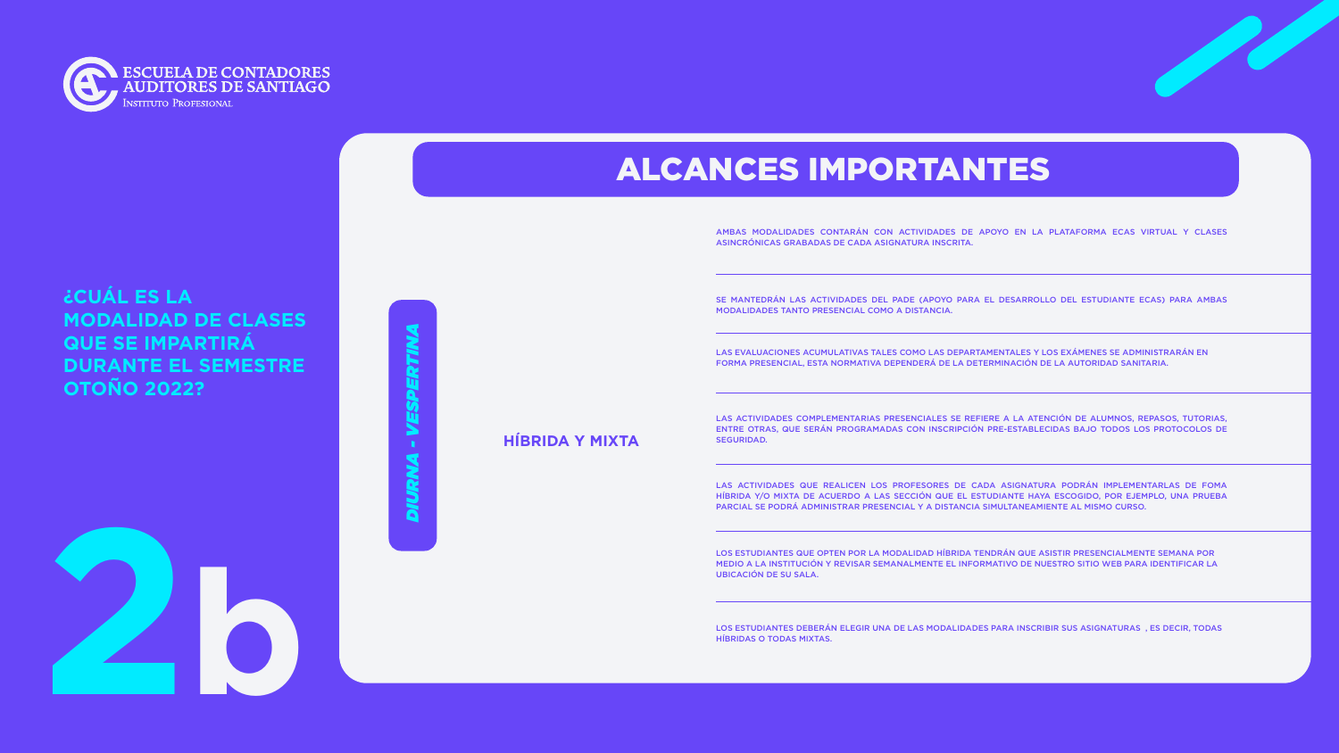ESCUELA DE CONTADORES AUDITORES DE SANTIAGO
Instituto Profesional

# 2b

## ¿CUÁL ES LA MODALIDAD DE CLASES QUE SE IMPARTIRÁ DURANTE EL SEMESTRE OTOÑO 2022?

## ALCANCES IMPORTANTES

**DIURNA - VESPERTINA**

**HÍBRIDA Y MIXTA**

- AMBAS MODALIDADES CONTARÁN CON ACTIVIDADES DE APOYO EN LA PLATAFORMA ECAS VIRTUAL Y CLASES ASINCRÓNICAS GRABADAS DE CADA ASIGNATURA INSCRITA.
- SE MANTEDRÁN LAS ACTIVIDADES DEL PADE (APOYO PARA EL DESARROLLO DEL ESTUDIANTE ECAS) PARA AMBAS MODALIDADES TANTO PRESENCIAL COMO A DISTANCIA.
- LAS EVALUACIONES ACUMULATIVAS TALES COMO LAS DEPARTAMENTALES Y LOS EXÁMENES SE ADMINISTRARÁN EN FORMA PRESENCIAL, ESTA NORMATIVA DEPENDERÁ DE LA DETERMINACIÓN DE LA AUTORIDAD SANITARIA.
- LAS ACTIVIDADES COMPLEMENTARIAS PRESENCIALES SE REFIERE A LA ATENCIÓN DE ALUMNOS, REPASOS, TUTORIAS, ENTRE OTRAS, QUE SERÁN PROGRAMADAS CON INSCRIPCIÓN PRE-ESTABLECIDAS BAJO TODOS LOS PROTOCOLOS DE SEGURIDAD.
- LAS ACTIVIDADES QUE REALICEN LOS PROFESORES DE CADA ASIGNATURA PODRÁN IMPLEMENTARLAS DE FOMA HÍBRIDA Y/O MIXTA DE ACUERDO A LAS SECCIÓN QUE EL ESTUDIANTE HAYA ESCOGIDO, POR EJEMPLO, UNA PRUEBA PARCIAL SE PODRÁ ADMINISTRAR PRESENCIAL Y A DISTANCIA SIMULTANEAMIENTE AL MISMO CURSO.
- LOS ESTUDIANTES QUE OPTEN POR LA MODALIDAD HÍBRIDA TENDRÁN QUE ASISTIR PRESENCIALMENTE SEMANA POR MEDIO A LA INSTITUCIÓN Y REVISAR SEMANALMENTE EL INFORMATIVO DE NUESTRO SITIO WEB PARA IDENTIFICAR LA UBICACIÓN DE SU SALA.
- LOS ESTUDIANTES DEBERÁN ELEGIR UNA DE LAS MODALIDADES PARA INSCRIBIR SUS ASIGNATURAS , ES DECIR, TODAS HÍBRIDAS O TODAS MIXTAS.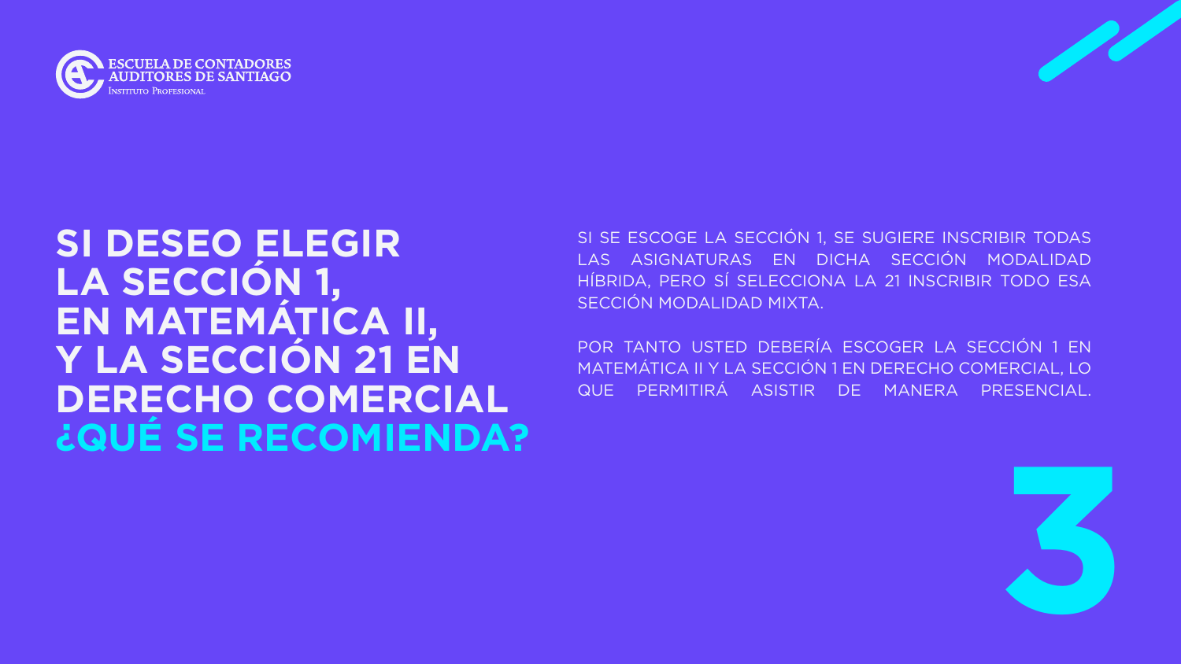# SI DESEO ELEGIR LA SECCIÓN 1, EN MATEMÁTICA II, Y LA SECCIÓN 21 EN DERECHO COMERCIAL ¿QUÉ SE RECOMIENDA?

SI SE ESCOGE LA SECCIÓN 1, SE SUGIERE INSCRIBIR TODAS LAS ASIGNATURAS EN DICHA SECCIÓN MODALIDAD HÍBRIDA, PERO SÍ SELECCIONA LA 21 INSCRIBIR TODO ESA SECCIÓN MODALIDAD MIXTA.

POR TANTO USTED DEBERÍA ESCOGER LA SECCIÓN 1 EN MATEMÁTICA II Y LA SECCIÓN 1 EN DERECHO COMERCIAL, LO QUE PERMITIRÁ ASISTIR DE MANERA PRESENCIAL.

3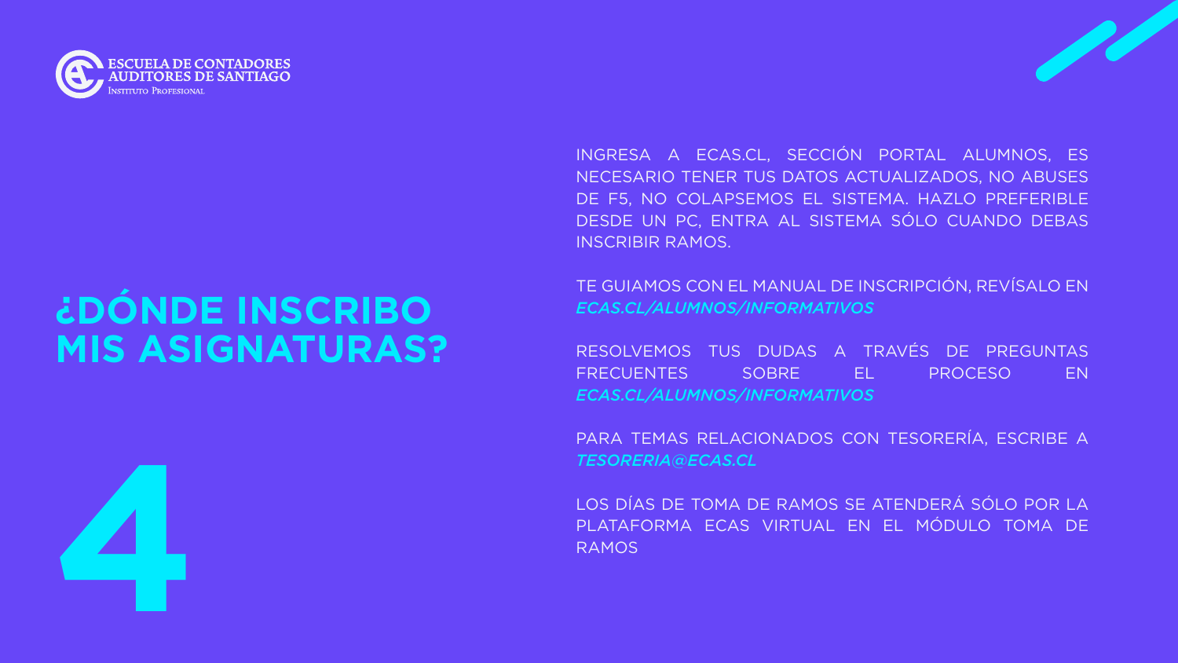ESCUELA DE CONTADORES AUDITORES DE SANTIAGO
INSTITUTO PROFESIONAL

# ¿DÓNDE INSCRIBO MIS ASIGNATURAS?

4

INGRESA A ECAS.CL, SECCIÓN PORTAL ALUMNOS, ES NECESARIO TENER TUS DATOS ACTUALIZADOS, NO ABUSES DE F5, NO COLAPSEMOS EL SISTEMA. HAZLO PREFERIBLE DESDE UN PC, ENTRA AL SISTEMA SÓLO CUANDO DEBAS INSCRIBIR RAMOS.

TE GUIAMOS CON EL MANUAL DE INSCRIPCIÓN, REVÍSALO EN ***ECAS.CL/ALUMNOS/INFORMATIVOS***

RESOLVEMOS TUS DUDAS A TRAVÉS DE PREGUNTAS FRECUENTES SOBRE EL PROCESO EN ***ECAS.CL/ALUMNOS/INFORMATIVOS***

PARA TEMAS RELACIONADOS CON TESORERÍA, ESCRIBE A ***TESORERIA@ECAS.CL***

LOS DÍAS DE TOMA DE RAMOS SE ATENDERÁ SÓLO POR LA PLATAFORMA ECAS VIRTUAL EN EL MÓDULO TOMA DE RAMOS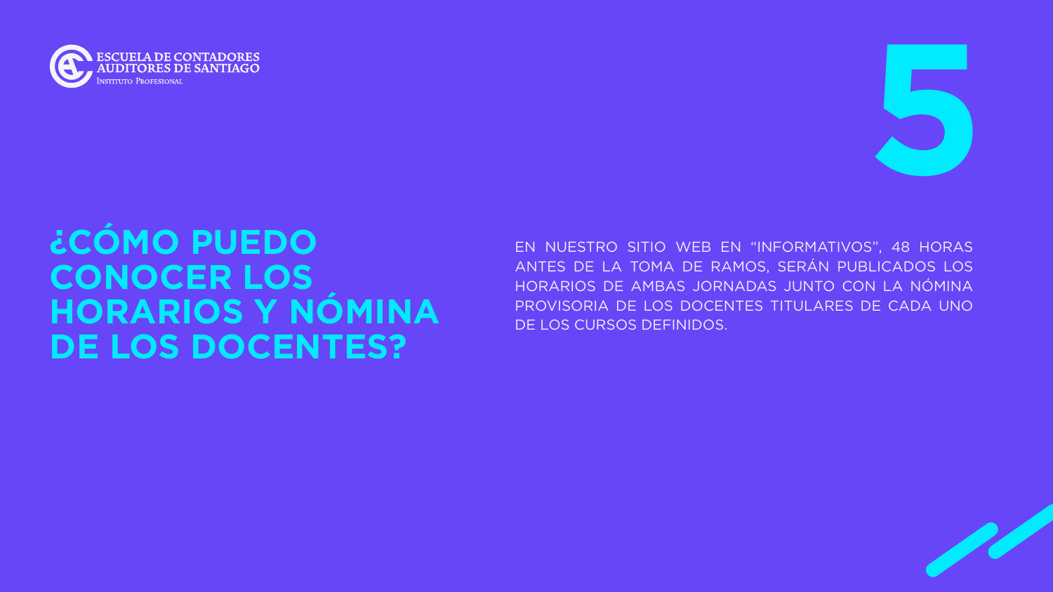ESCUELA DE CONTADORES AUDITORES DE SANTIAGO
Instituto Profesional

# 5

## ¿CÓMO PUEDO CONOCER LOS HORARIOS Y NÓMINA DE LOS DOCENTES?

EN NUESTRO SITIO WEB EN “INFORMATIVOS”, 48 HORAS ANTES DE LA TOMA DE RAMOS, SERÁN PUBLICADOS LOS HORARIOS DE AMBAS JORNADAS JUNTO CON LA NÓMINA PROVISORIA DE LOS DOCENTES TITULARES DE CADA UNO DE LOS CURSOS DEFINIDOS.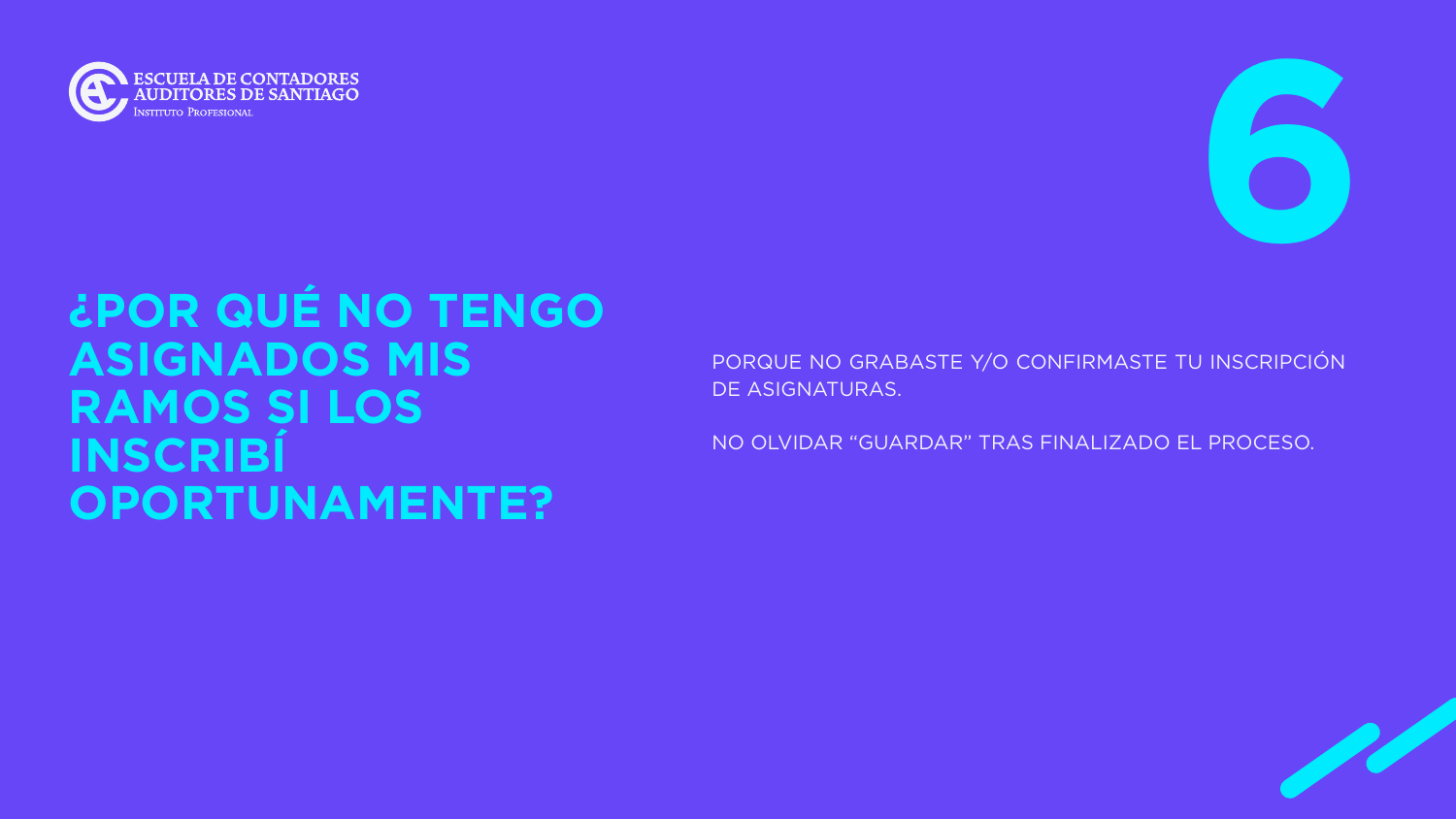ESCUELA DE CONTADORES AUDITORES DE SANTIAGO
Instituto Profesional

# 6

## ¿POR QUÉ NO TENGO ASIGNADOS MIS RAMOS SI LOS INSCRIBÍ OPORTUNAMENTE?

PORQUE NO GRABASTE Y/O CONFIRMASTE TU INSCRIPCIÓN DE ASIGNATURAS.

NO OLVIDAR “GUARDAR” TRAS FINALIZADO EL PROCESO.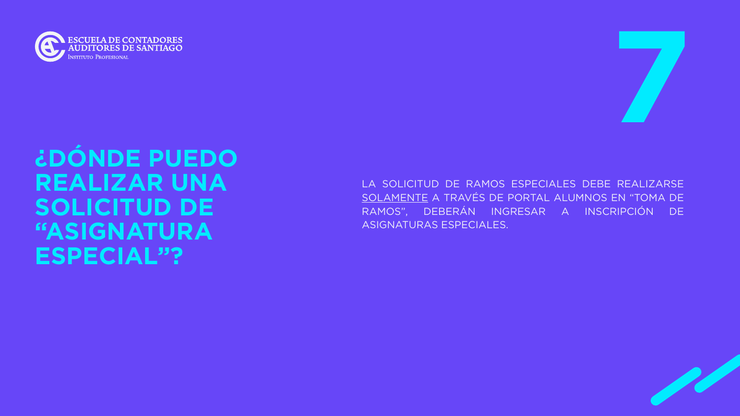# 7

## ¿DÓNDE PUEDO REALIZAR UNA SOLICITUD DE “ASIGNATURA ESPECIAL”?

LA SOLICITUD DE RAMOS ESPECIALES DEBE REALIZARSE <u>SOLAMENTE</u> A TRAVÉS DE PORTAL ALUMNOS EN “TOMA DE RAMOS”, DEBERÁN INGRESAR A INSCRIPCIÓN DE ASIGNATURAS ESPECIALES.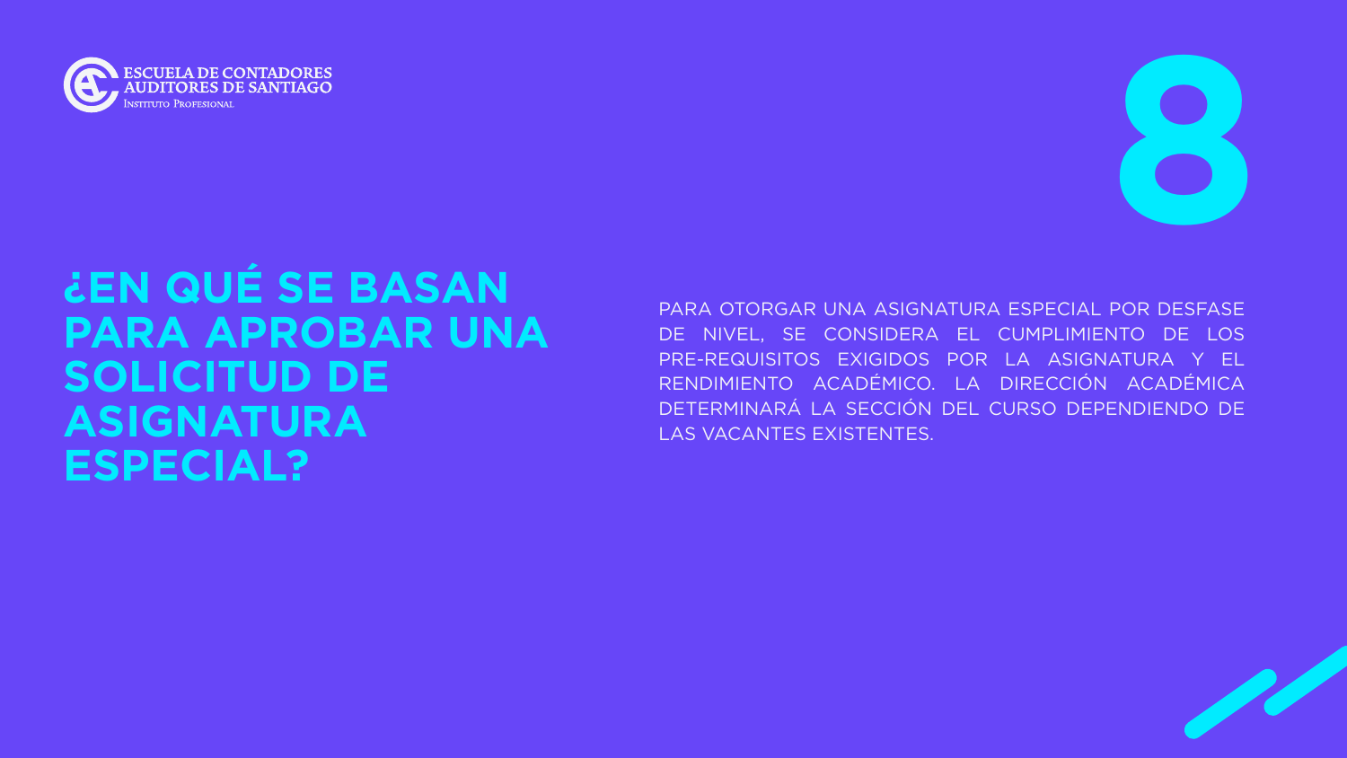# 8

## ¿EN QUÉ SE BASAN PARA APROBAR UNA SOLICITUD DE ASIGNATURA ESPECIAL?

PARA OTORGAR UNA ASIGNATURA ESPECIAL POR DESFASE DE NIVEL, SE CONSIDERA EL CUMPLIMIENTO DE LOS PRE-REQUISITOS EXIGIDOS POR LA ASIGNATURA Y EL RENDIMIENTO ACADÉMICO. LA DIRECCIÓN ACADÉMICA DETERMINARÁ LA SECCIÓN DEL CURSO DEPENDIENDO DE LAS VACANTES EXISTENTES.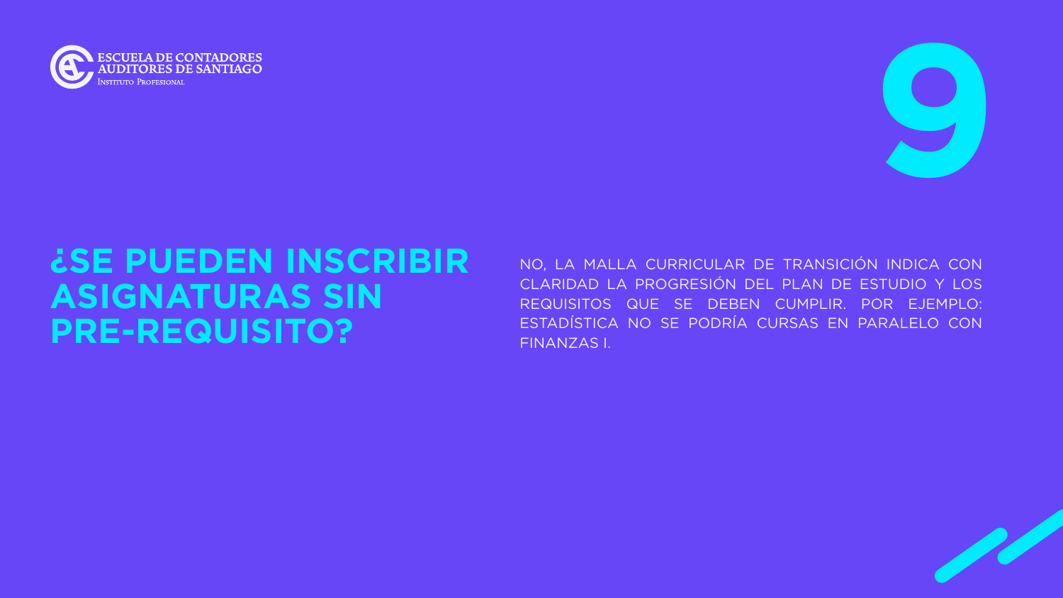# 9

## ¿SE PUEDEN INSCRIBIR ASIGNATURAS SIN PRE-REQUISITO?

NO, LA MALLA CURRICULAR DE TRANSICIÓN INDICA CON CLARIDAD LA PROGRESIÓN DEL PLAN DE ESTUDIO Y LOS REQUISITOS QUE SE DEBEN CUMPLIR. POR EJEMPLO: ESTADÍSTICA NO SE PODRÍA CURSAS EN PARALELO CON FINANZAS I.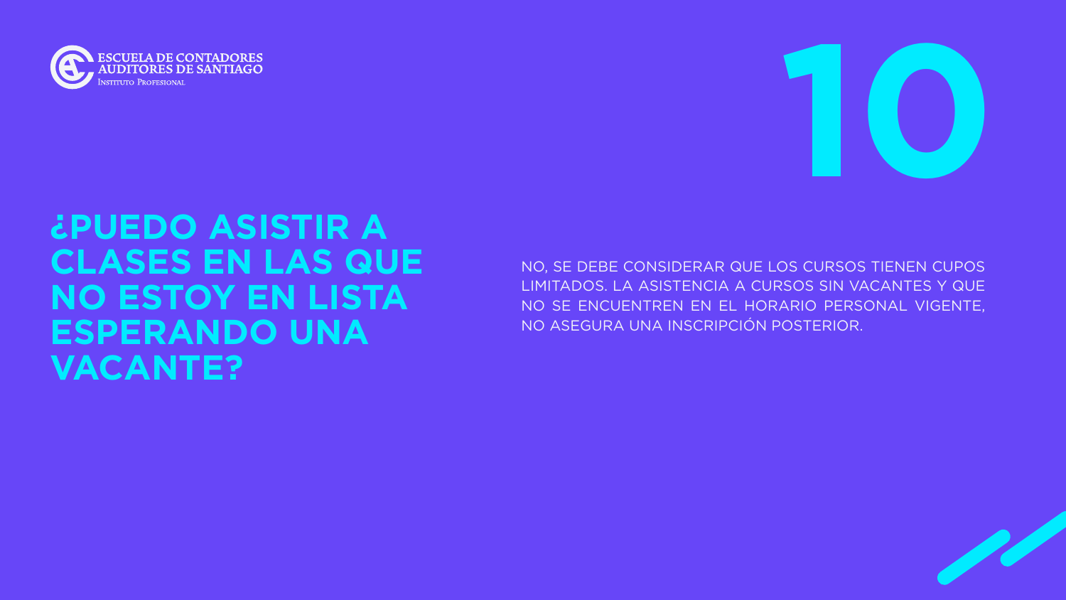# 10

## ¿PUEDO ASISTIR A CLASES EN LAS QUE NO ESTOY EN LISTA ESPERANDO UNA VACANTE?

NO, SE DEBE CONSIDERAR QUE LOS CURSOS TIENEN CUPOS LIMITADOS. LA ASISTENCIA A CURSOS SIN VACANTES Y QUE NO SE ENCUENTREN EN EL HORARIO PERSONAL VIGENTE, NO ASEGURA UNA INSCRIPCIÓN POSTERIOR.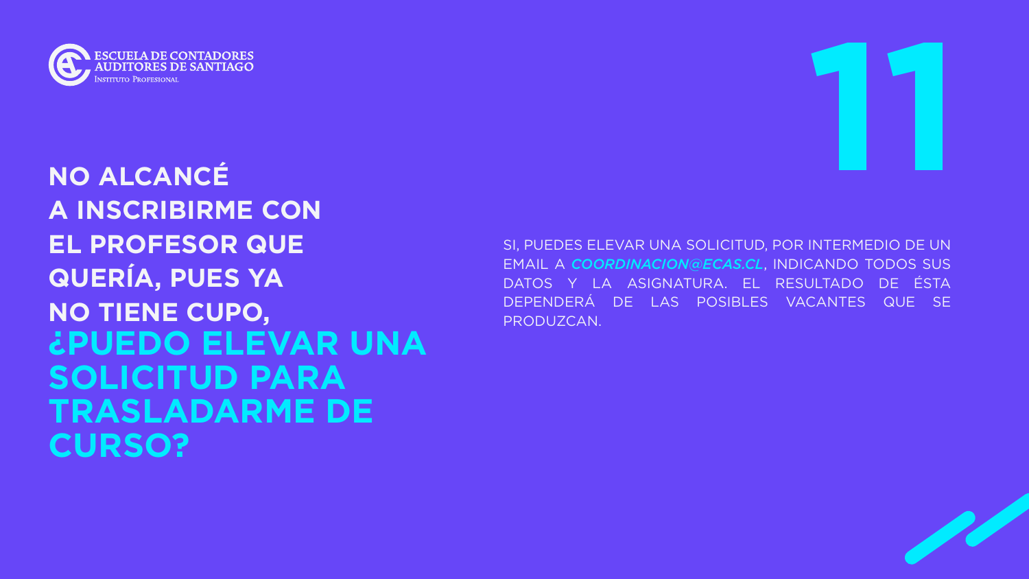# 11

## NO ALCANCÉ A INSCRIBIRME CON EL PROFESOR QUE QUERÍA, PUES YA NO TIENE CUPO, ¿PUEDO ELEVAR UNA SOLICITUD PARA TRASLADARME DE CURSO?

SI, PUEDES ELEVAR UNA SOLICITUD, POR INTERMEDIO DE UN EMAIL A *COORDINACION@ECAS.CL*, INDICANDO TODOS SUS DATOS Y LA ASIGNATURA. EL RESULTADO DE ÉSTA DEPENDERÁ DE LAS POSIBLES VACANTES QUE SE PRODUZCAN.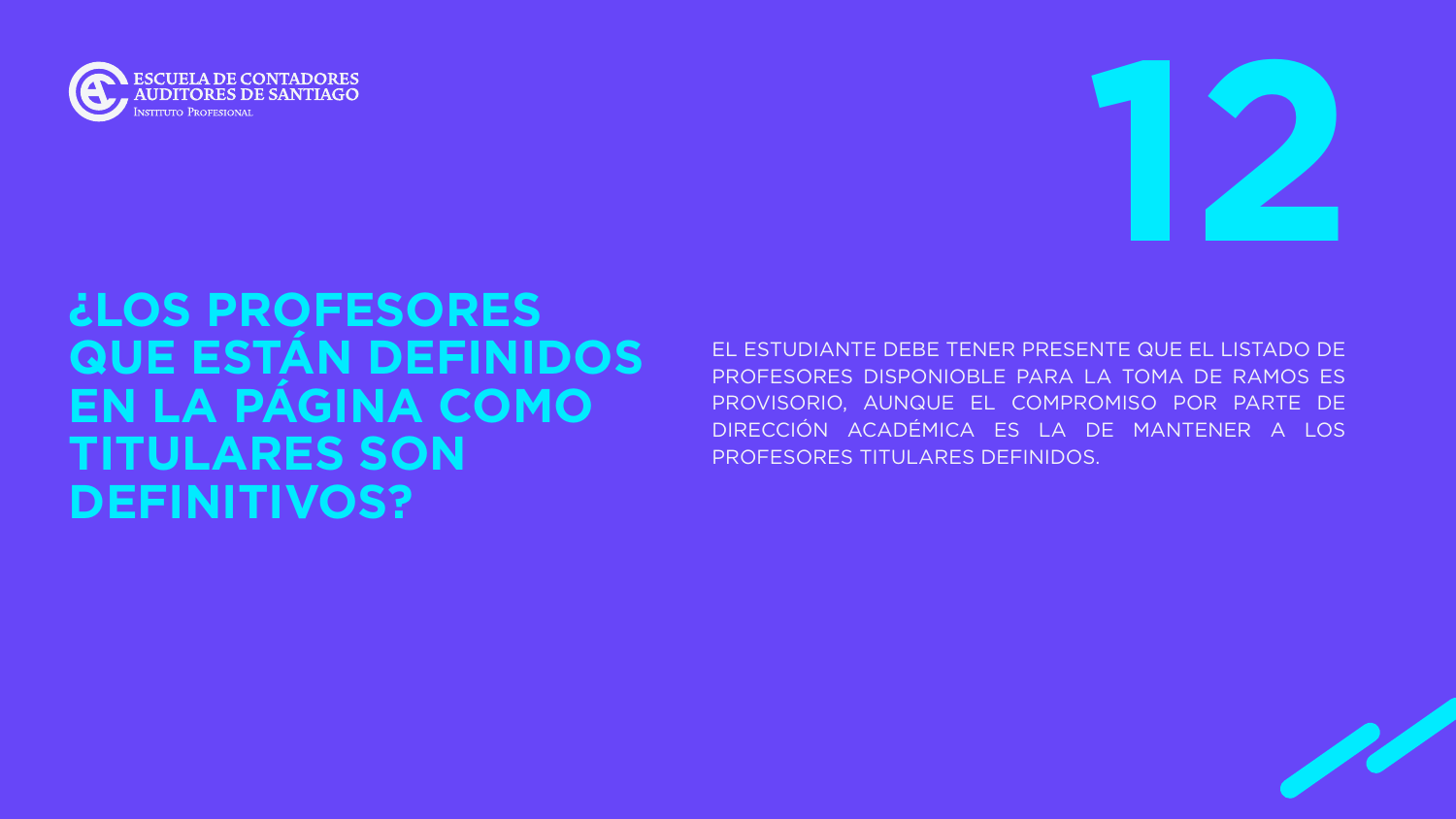ESCUELA DE CONTADORES AUDITORES DE SANTIAGO
Instituto Profesional

# 12

## ¿LOS PROFESORES QUE ESTÁN DEFINIDOS EN LA PÁGINA COMO TITULARES SON DEFINITIVOS?

EL ESTUDIANTE DEBE TENER PRESENTE QUE EL LISTADO DE PROFESORES DISPONIOBLE PARA LA TOMA DE RAMOS ES PROVISORIO, AUNQUE EL COMPROMISO POR PARTE DE DIRECCIÓN ACADÉMICA ES LA DE MANTENER A LOS PROFESORES TITULARES DEFINIDOS.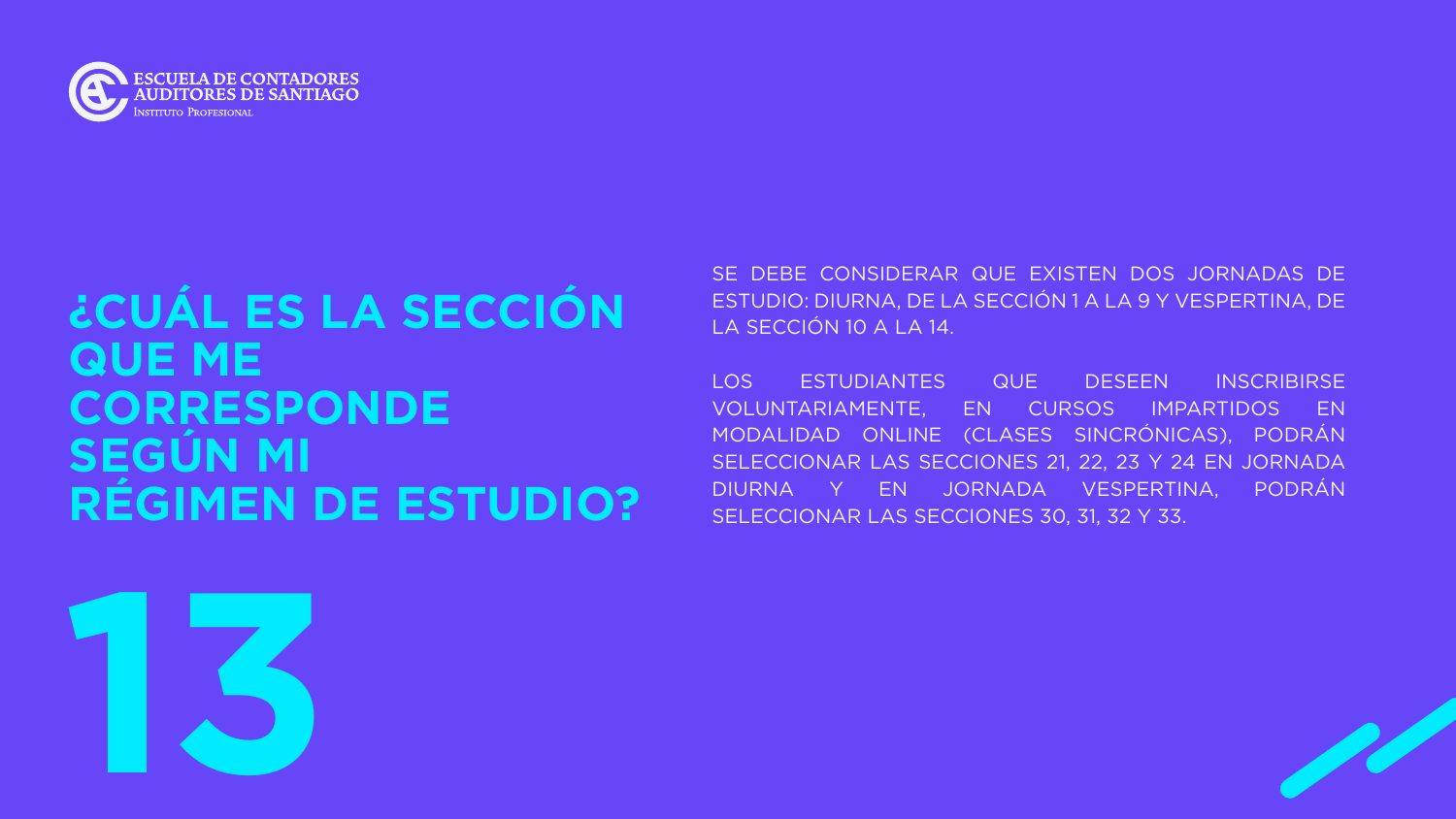# ¿CUÁL ES LA SECCIÓN QUE ME CORRESPONDE SEGÚN MI RÉGIMEN DE ESTUDIO?

13

SE DEBE CONSIDERAR QUE EXISTEN DOS JORNADAS DE ESTUDIO: DIURNA, DE LA SECCIÓN 1 A LA 9 Y VESPERTINA, DE LA SECCIÓN 10 A LA 14.

LOS ESTUDIANTES QUE DESEEN INSCRIBIRSE VOLUNTARIAMENTE, EN CURSOS IMPARTIDOS EN MODALIDAD ONLINE (CLASES SINCRÓNICAS), PODRÁN SELECCIONAR LAS SECCIONES 21, 22, 23 Y 24 EN JORNADA DIURNA Y EN JORNADA VESPERTINA, PODRÁN SELECCIONAR LAS SECCIONES 30, 31, 32 Y 33.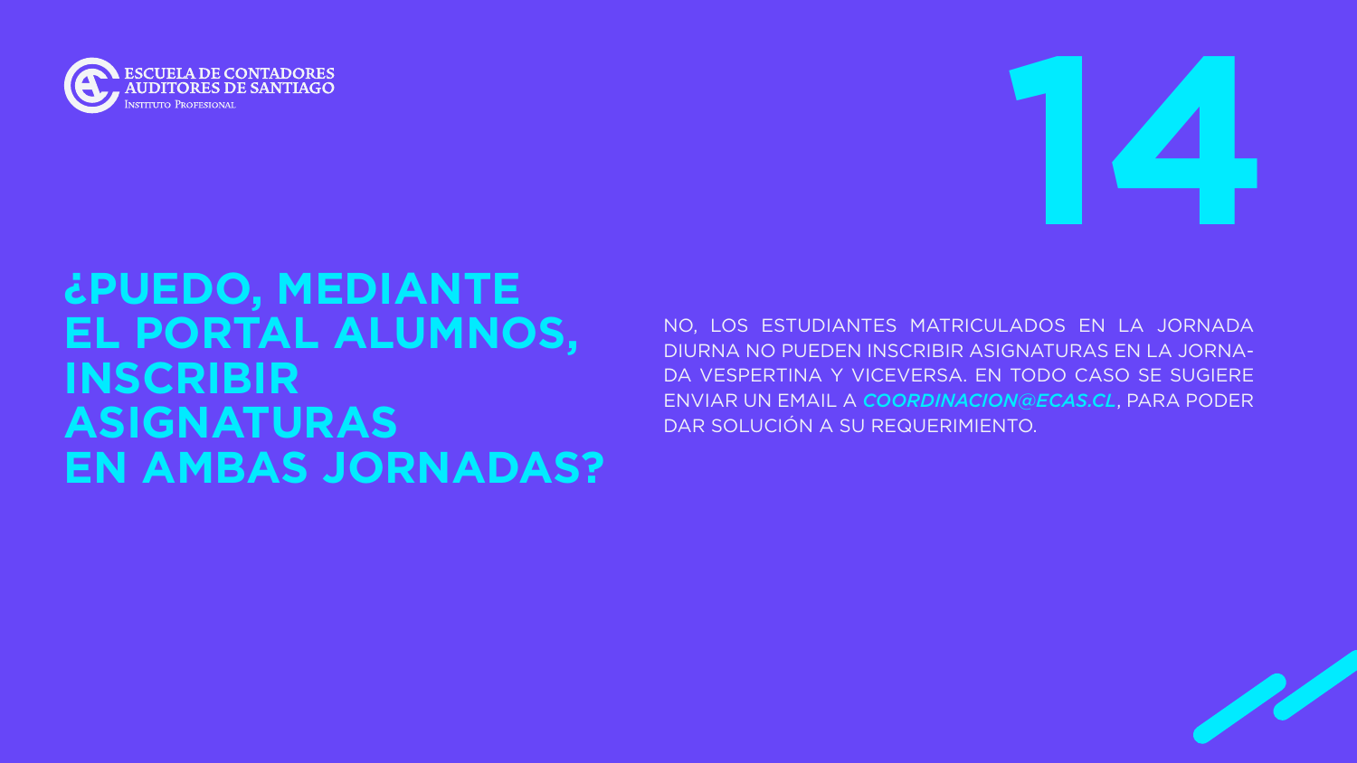ESCUELA DE CONTADORES AUDITORES DE SANTIAGO
INSTITUTO PROFESIONAL

# 14

## ¿PUEDO, MEDIANTE EL PORTAL ALUMNOS, INSCRIBIR ASIGNATURAS EN AMBAS JORNADAS?

NO, LOS ESTUDIANTES MATRICULADOS EN LA JORNADA DIURNA NO PUEDEN INSCRIBIR ASIGNATURAS EN LA JORNADA VESPERTINA Y VICEVERSA. EN TODO CASO SE SUGIERE ENVIAR UN EMAIL A ***COORDINACION@ECAS.CL***, PARA PODER DAR SOLUCIÓN A SU REQUERIMIENTO.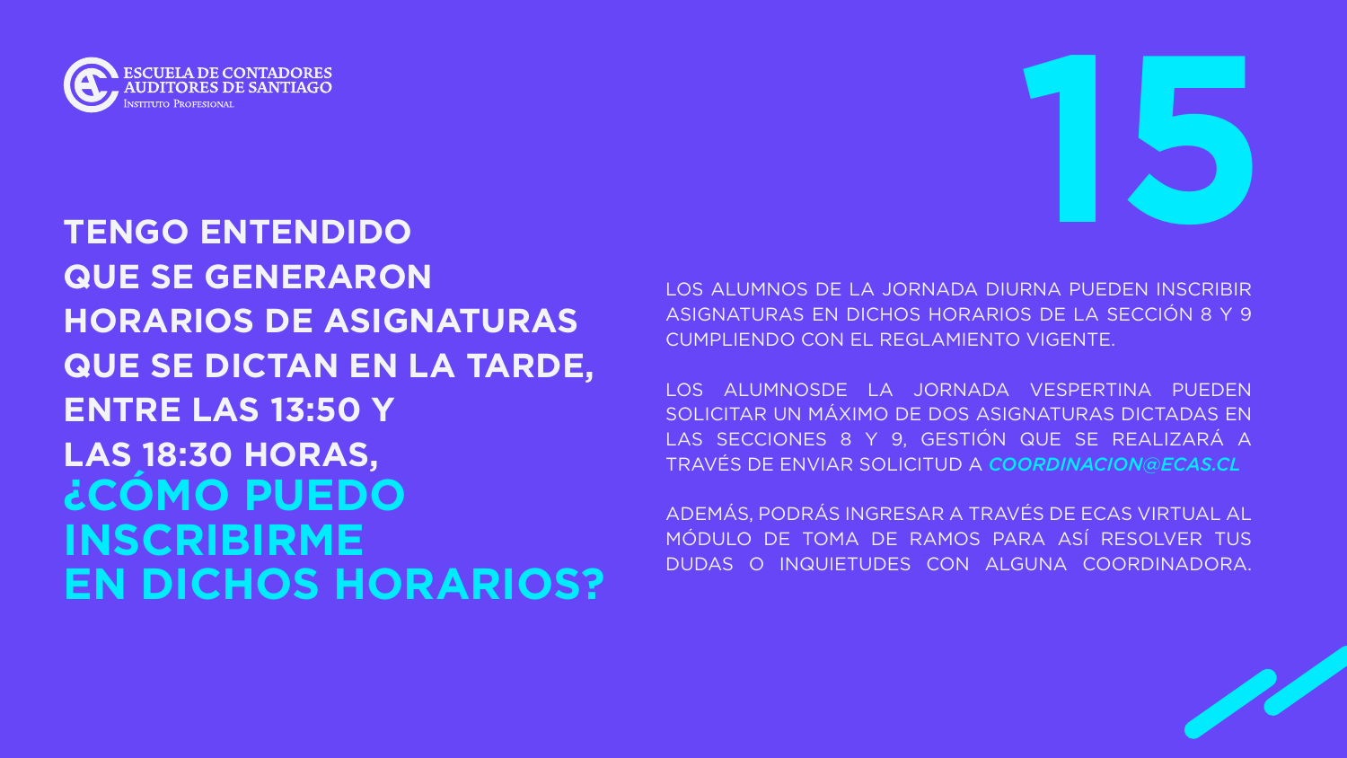# 15

## TENGO ENTENDIDO QUE SE GENERARON HORARIOS DE ASIGNATURAS QUE SE DICTAN EN LA TARDE, ENTRE LAS 13:50 Y LAS 18:30 HORAS, ¿CÓMO PUEDO INSCRIBIRME EN DICHOS HORARIOS?

LOS ALUMNOS DE LA JORNADA DIURNA PUEDEN INSCRIBIR ASIGNATURAS EN DICHOS HORARIOS DE LA SECCIÓN 8 Y 9 CUMPLIENDO CON EL REGLAMENTO VIGENTE.

LOS ALUMNOSDE LA JORNADA VESPERTINA PUEDEN SOLICITAR UN MÁXIMO DE DOS ASIGNATURAS DICTADAS EN LAS SECCIONES 8 Y 9, GESTIÓN QUE SE REALIZARÁ A TRAVÉS DE ENVIAR SOLICITUD A ***COORDINACION@ECAS.CL***

ADEMÁS, PODRÁS INGRESAR A TRAVÉS DE ECAS VIRTUAL AL MÓDULO DE TOMA DE RAMOS PARA ASÍ RESOLVER TUS DUDAS O INQUIETUDES CON ALGUNA COORDINADORA.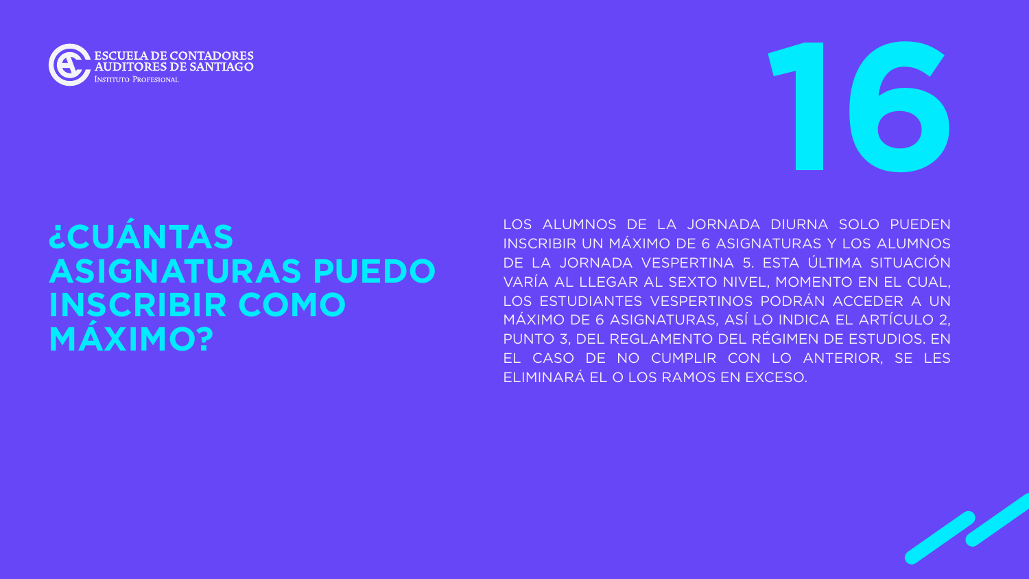ESCUELA DE CONTADORES AUDITORES DE SANTIAGO
Instituto Profesional

# 16

## ¿CUÁNTAS ASIGNATURAS PUEDO INSCRIBIR COMO MÁXIMO?

LOS ALUMNOS DE LA JORNADA DIURNA SOLO PUEDEN INSCRIBIR UN MÁXIMO DE 6 ASIGNATURAS Y LOS ALUMNOS DE LA JORNADA VESPERTINA 5. ESTA ÚLTIMA SITUACIÓN VARÍA AL LLEGAR AL SEXTO NIVEL, MOMENTO EN EL CUAL, LOS ESTUDIANTES VESPERTINOS PODRÁN ACCEDER A UN MÁXIMO DE 6 ASIGNATURAS, ASÍ LO INDICA EL ARTÍCULO 2, PUNTO 3, DEL REGLAMENTO DEL RÉGIMEN DE ESTUDIOS. EN EL CASO DE NO CUMPLIR CON LO ANTERIOR, SE LES ELIMINARÁ EL O LOS RAMOS EN EXCESO.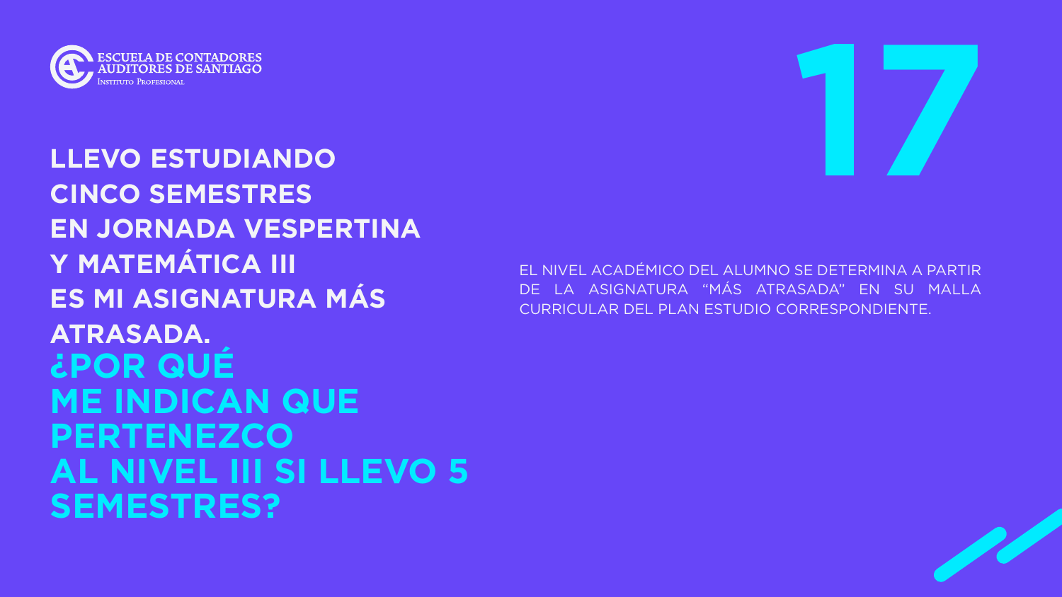ESCUELA DE CONTADORES AUDITORES DE SANTIAGO
Instituto Profesional

# 17

**LLEVO ESTUDIANDO CINCO SEMESTRES EN JORNADA VESPERTINA Y MATEMÁTICA III ES MI ASIGNATURA MÁS ATRASADA.**

## ¿POR QUÉ ME INDICAN QUE PERTENEZCO AL NIVEL III SI LLEVO 5 SEMESTRES?

EL NIVEL ACADÉMICO DEL ALUMNO SE DETERMINA A PARTIR DE LA ASIGNATURA "MÁS ATRASADA" EN SU MALLA CURRICULAR DEL PLAN ESTUDIO CORRESPONDIENTE.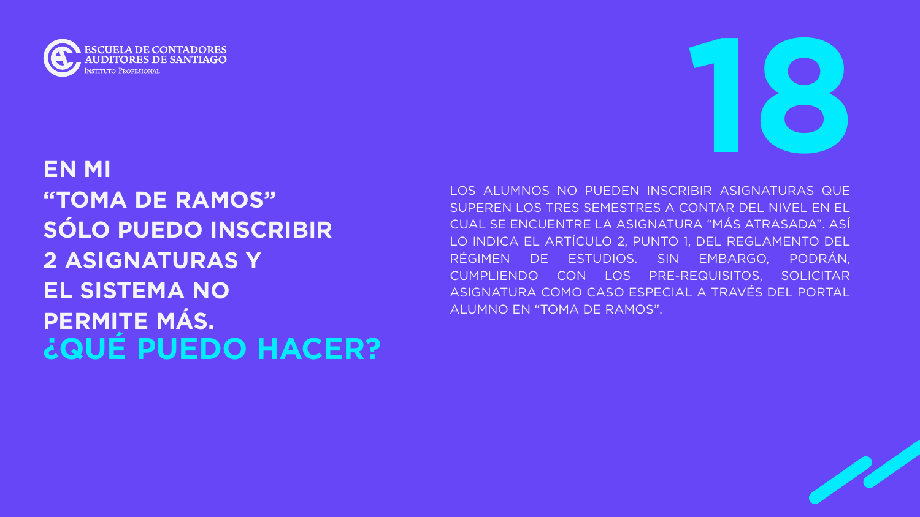ESCUELA DE CONTADORES AUDITORES DE SANTIAGO
INSTITUTO PROFESIONAL

# 18

## EN MI “TOMA DE RAMOS” SÓLO PUEDO INSCRIBIR 2 ASIGNATURAS Y EL SISTEMA NO PERMITE MÁS. ¿QUÉ PUEDO HACER?

LOS ALUMNOS NO PUEDEN INSCRIBIR ASIGNATURAS QUE SUPEREN LOS TRES SEMESTRES A CONTAR DEL NIVEL EN EL CUAL SE ENCUENTRE LA ASIGNATURA “MÁS ATRASADA”. ASÍ LO INDICA EL ARTÍCULO 2, PUNTO 1, DEL REGLAMENTO DEL RÉGIMEN DE ESTUDIOS. SIN EMBARGO, PODRÁN, CUMPLIENDO CON LOS PRE-REQUISITOS, SOLICITAR ASIGNATURA COMO CASO ESPECIAL A TRAVÉS DEL PORTAL ALUMNO EN “TOMA DE RAMOS”.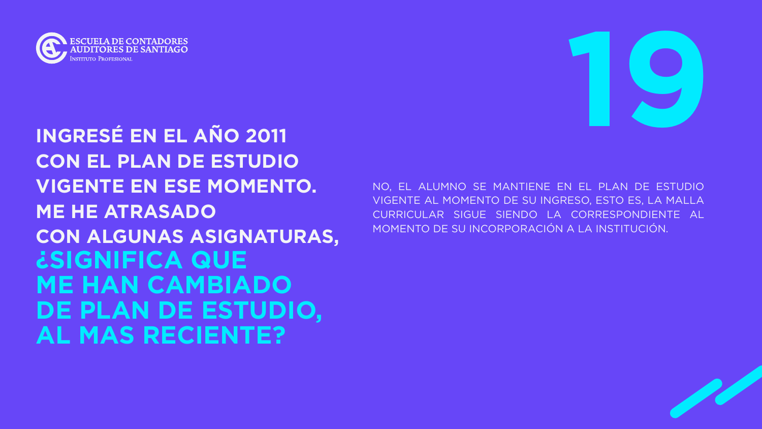ESCUELA DE CONTADORES AUDITORES DE SANTIAGO
Instituto Profesional

# 19

## INGRESÉ EN EL AÑO 2011 CON EL PLAN DE ESTUDIO VIGENTE EN ESE MOMENTO. ME HE ATRASADO CON ALGUNAS ASIGNATURAS, ¿SIGNIFICA QUE ME HAN CAMBIADO DE PLAN DE ESTUDIO, AL MAS RECIENTE?

NO, EL ALUMNO SE MANTIENE EN EL PLAN DE ESTUDIO VIGENTE AL MOMENTO DE SU INGRESO, ESTO ES, LA MALLA CURRICULAR SIGUE SIENDO LA CORRESPONDIENTE AL MOMENTO DE SU INCORPORACIÓN A LA INSTITUCIÓN.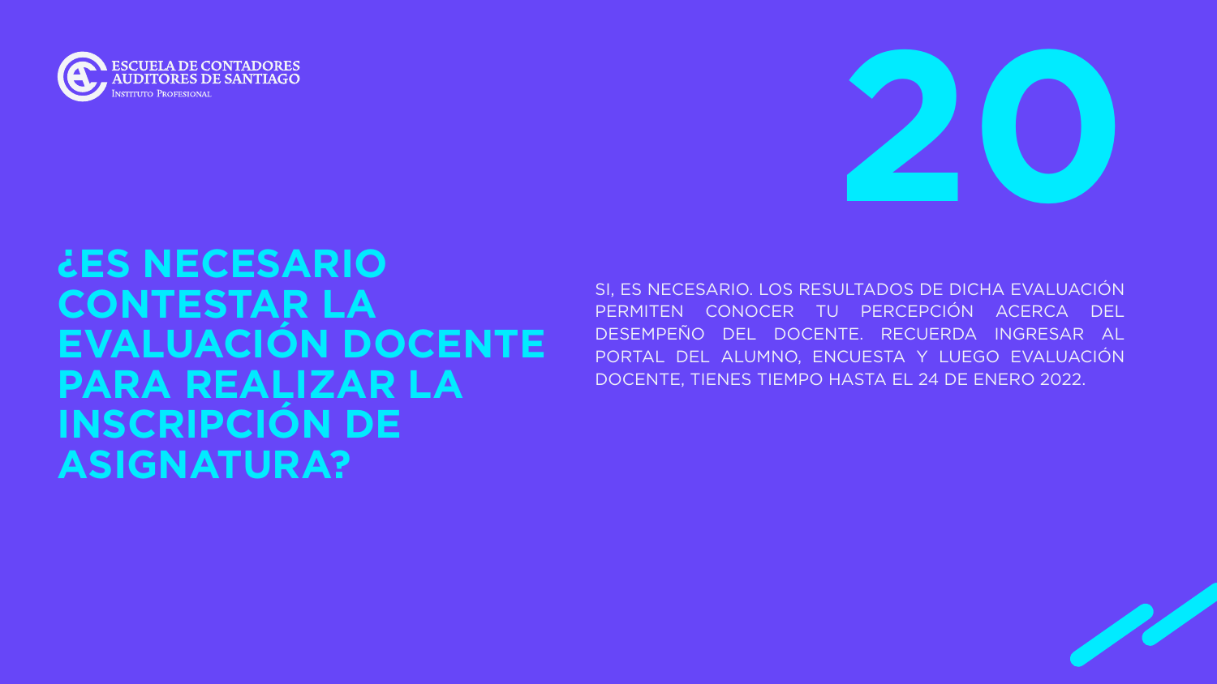# 20

## ¿ES NECESARIO CONTESTAR LA EVALUACIÓN DOCENTE PARA REALIZAR LA INSCRIPCIÓN DE ASIGNATURA?

SI, ES NECESARIO. LOS RESULTADOS DE DICHA EVALUACIÓN PERMITEN CONOCER TU PERCEPCIÓN ACERCA DEL DESEMPEÑO DEL DOCENTE. RECUERDA INGRESAR AL PORTAL DEL ALUMNO, ENCUESTA Y LUEGO EVALUACIÓN DOCENTE, TIENES TIEMPO HASTA EL 24 DE ENERO 2022.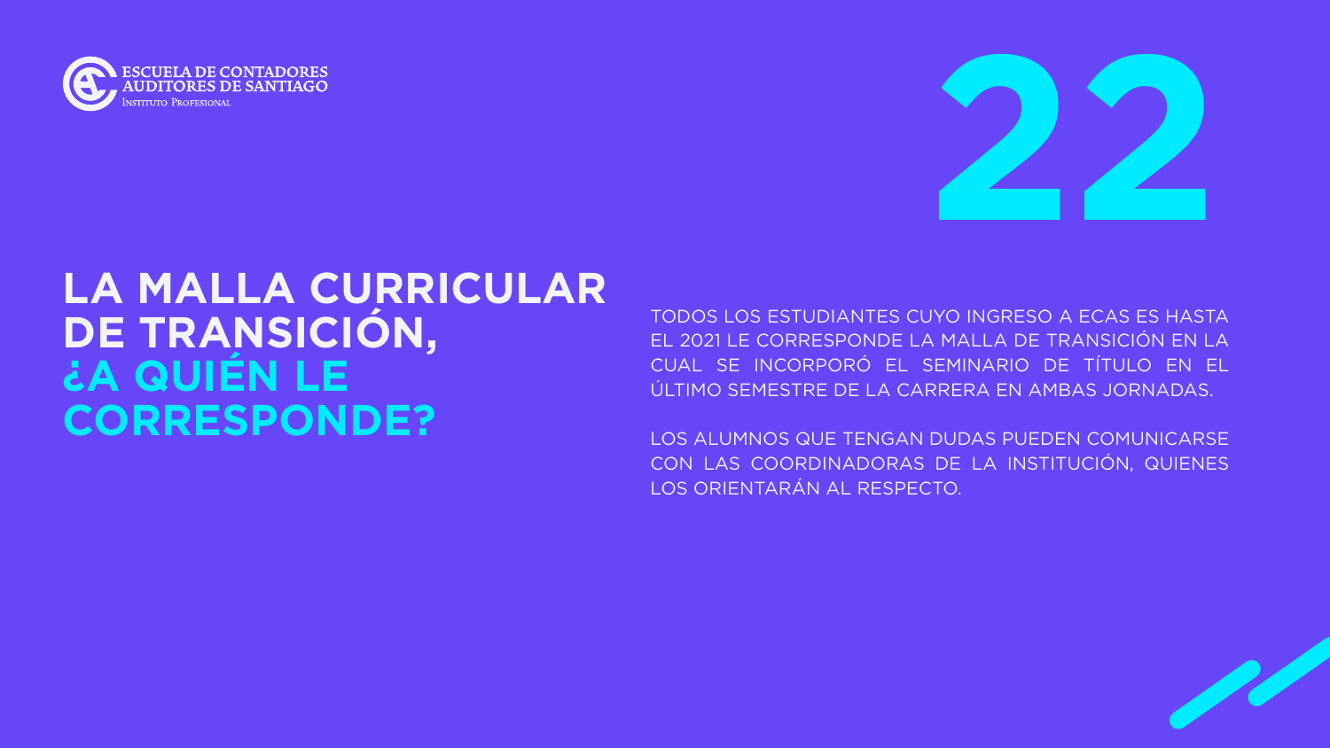ESCUELA DE CONTADORES AUDITORES DE SANTIAGO
Instituto Profesional

# 22

## LA MALLA CURRICULAR DE TRANSICIÓN, ¿A QUIÉN LE CORRESPONDE?

TODOS LOS ESTUDIANTES CUYO INGRESO A ECAS ES HASTA EL 2021 LE CORRESPONDE LA MALLA DE TRANSICIÓN EN LA CUAL SE INCORPORÓ EL SEMINARIO DE TÍTULO EN EL ÚLTIMO SEMESTRE DE LA CARRERA EN AMBAS JORNADAS.

LOS ALUMNOS QUE TENGAN DUDAS PUEDEN COMUNICARSE CON LAS COORDINADORAS DE LA INSTITUCIÓN, QUIENES LOS ORIENTARÁN AL RESPECTO.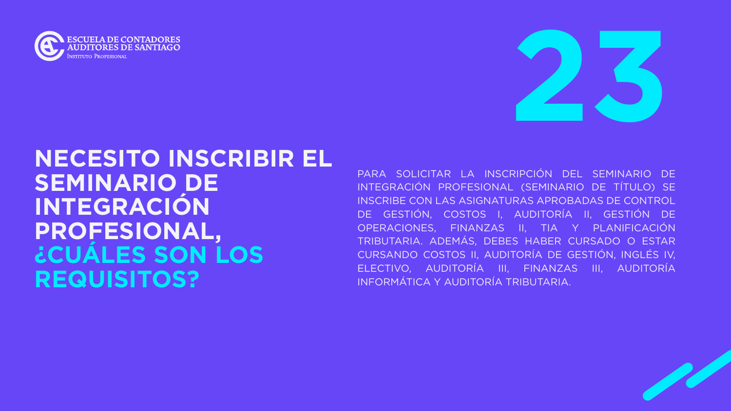ESCUELA DE CONTADORES AUDITORES DE SANTIAGO
Instituto Profesional

# 23

## NECESITO INSCRIBIR EL SEMINARIO DE INTEGRACIÓN PROFESIONAL, ¿CUÁLES SON LOS REQUISITOS?

PARA SOLICITAR LA INSCRIPCIÓN DEL SEMINARIO DE INTEGRACIÓN PROFESIONAL (SEMINARIO DE TÍTULO) SE INSCRIBE CON LAS ASIGNATURAS APROBADAS DE CONTROL DE GESTIÓN, COSTOS I, AUDITORÍA II, GESTIÓN DE OPERACIONES, FINANZAS II, TIA Y PLANIFICACIÓN TRIBUTARIA. ADEMÁS, DEBES HABER CURSADO O ESTAR CURSANDO COSTOS II, AUDITORÍA DE GESTIÓN, INGLÉS IV, ELECTIVO, AUDITORÍA III, FINANZAS III, AUDITORÍA INFORMÁTICA Y AUDITORÍA TRIBUTARIA.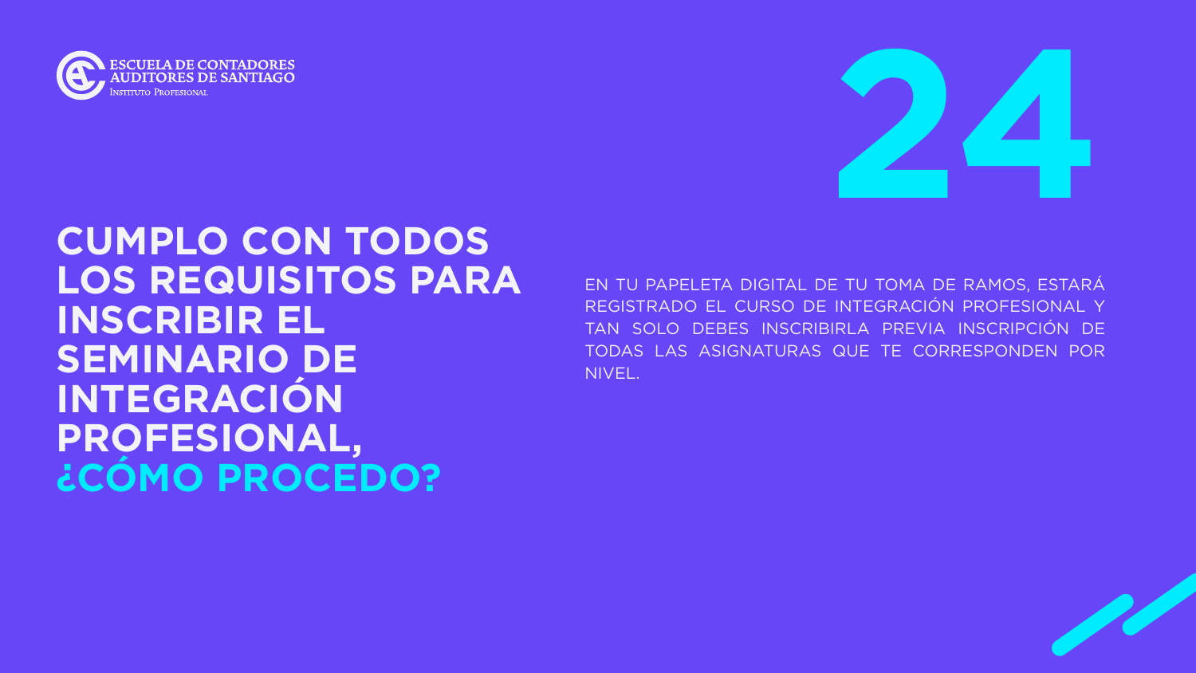ESCUELA DE CONTADORES AUDITORES DE SANTIAGO
INSTITUTO PROFESIONAL

# 24

## CUMPLO CON TODOS LOS REQUISITOS PARA INSCRIBIR EL SEMINARIO DE INTEGRACIÓN PROFESIONAL, ¿CÓMO PROCEDO?

EN TU PAPELETA DIGITAL DE TU TOMA DE RAMOS, ESTARÁ REGISTRADO EL CURSO DE INTEGRACIÓN PROFESIONAL Y TAN SOLO DEBES INSCRIBIRLA PREVIA INSCRIPCIÓN DE TODAS LAS ASIGNATURAS QUE TE CORRESPONDEN POR NIVEL.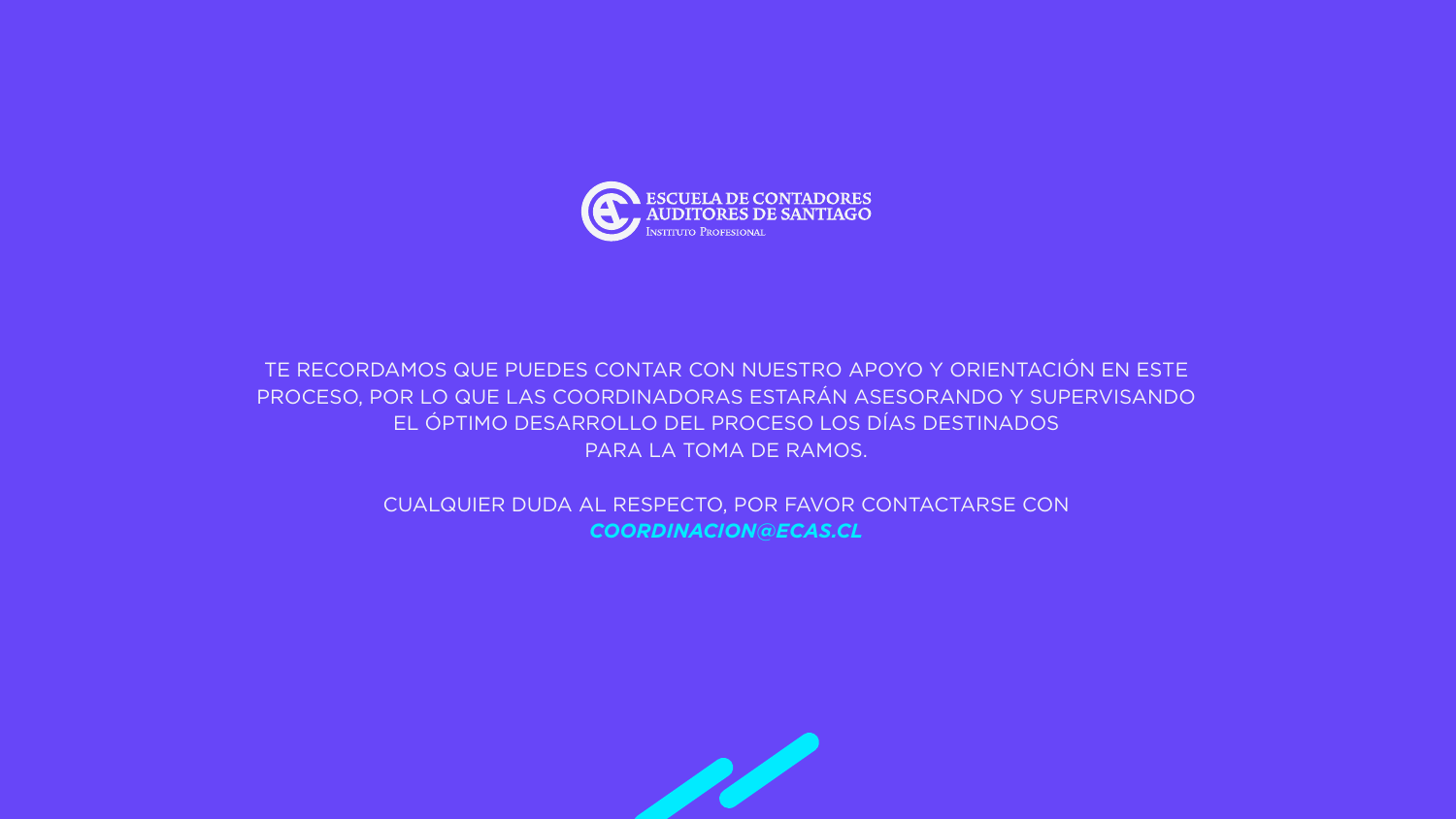ESCUELA DE CONTADORES AUDITORES DE SANTIAGO
INSTITUTO PROFESIONAL

TE RECORDAMOS QUE PUEDES CONTAR CON NUESTRO APOYO Y ORIENTACIÓN EN ESTE PROCESO, POR LO QUE LAS COORDINADORAS ESTARÁN ASESORANDO Y SUPERVISANDO EL ÓPTIMO DESARROLLO DEL PROCESO LOS DÍAS DESTINADOS PARA LA TOMA DE RAMOS.

CUALQUIER DUDA AL RESPECTO, POR FAVOR CONTACTARSE CON ***COORDINACION@ECAS.CL***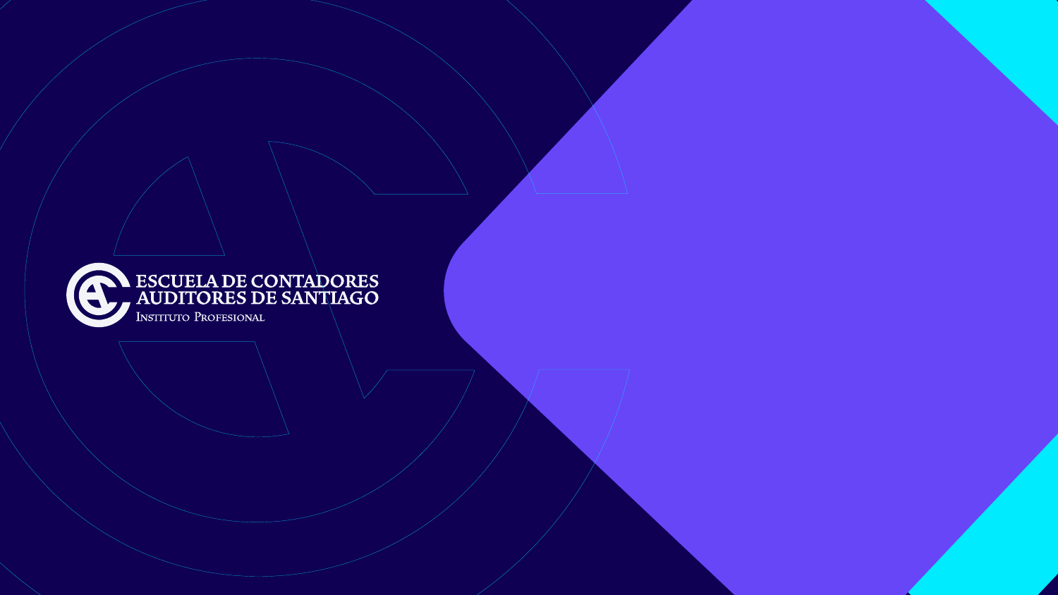ESCUELA DE CONTADORES AUDITORES DE SANTIAGO

Instituto Profesional